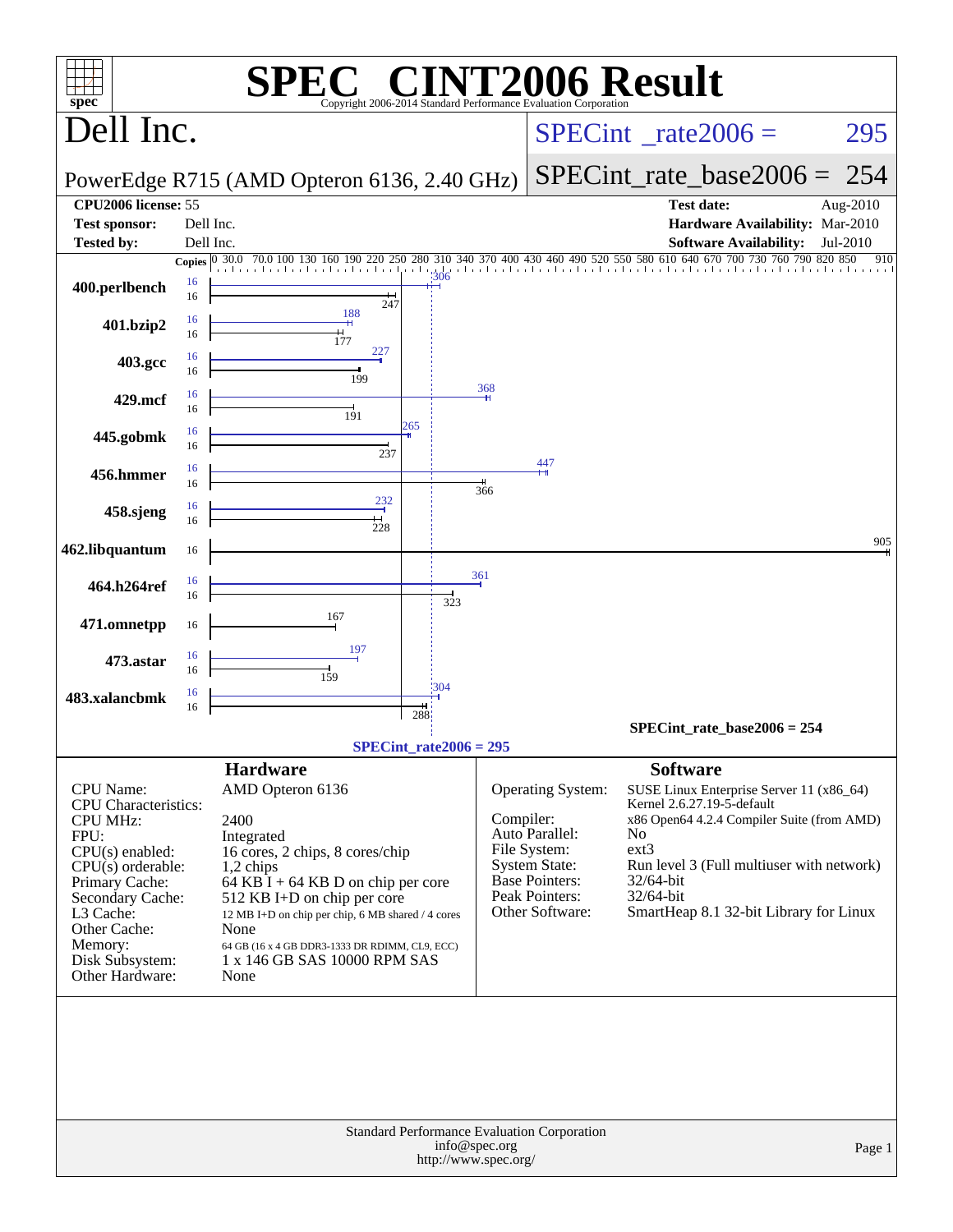# SPEC CINT2006 Result

Copyright 2006-2014 Standard Performance Evaluation Corporation

## Dell Inc.

PowerEdge R715 (AMD Opteron 6136, 2.40 GHz)

SPECint_rate2006 = 295

SPECint_rate_base2006 = 254

| | | | |
|---|---|---|---|
| **CPU2006 license:** 55 | | **Test date:** | Aug-2010 |
| **Test sponsor:** | Dell Inc. | **Hardware Availability:** | Mar-2010 |
| **Tested by:** | Dell Inc. | **Software Availability:** | Jul-2010 |

| Benchmark | Copies (peak) | Copies (base) | Peak | Base |
|---|---|---|---|---|
| 400.perlbench | 16 | 16 | 306 | 247 |
| 401.bzip2 | 16 | 16 | 188 | 177 |
| 403.gcc | 16 | 16 | 227 | 199 |
| 429.mcf | 16 | 16 | 368 | 191 |
| 445.gobmk | 16 | 16 | 265 | 237 |
| 456.hmmer | 16 | 16 | 447 | 366 |
| 458.sjeng | 16 | 16 | 232 | 228 |
| 462.libquantum | | 16 | | 905 |
| 464.h264ref | 16 | 16 | 361 | 323 |
| 471.omnetpp | | 16 | | 167 |
| 473.astar | 16 | 16 | 197 | 159 |
| 483.xalancbmk | 16 | 16 | 304 | 288 |

SPECint_rate_base2006 = 254

SPECint_rate2006 = 295

## Hardware

| | |
|---|---|
| CPU Name: | AMD Opteron 6136 |
| CPU Characteristics: | |
| CPU MHz: | 2400 |
| FPU: | Integrated |
| CPU(s) enabled: | 16 cores, 2 chips, 8 cores/chip |
| CPU(s) orderable: | 1,2 chips |
| Primary Cache: | 64 KB I + 64 KB D on chip per core |
| Secondary Cache: | 512 KB I+D on chip per core |
| L3 Cache: | 12 MB I+D on chip per chip, 6 MB shared / 4 cores |
| Other Cache: | None |
| Memory: | 64 GB (16 x 4 GB DDR3-1333 DR RDIMM, CL9, ECC) |
| Disk Subsystem: | 1 x 146 GB SAS 10000 RPM SAS |
| Other Hardware: | None |

## Software

| | |
|---|---|
| Operating System: | SUSE Linux Enterprise Server 11 (x86_64) Kernel 2.6.27.19-5-default |
| Compiler: | x86 Open64 4.2.4 Compiler Suite (from AMD) |
| Auto Parallel: | No |
| File System: | ext3 |
| System State: | Run level 3 (Full multiuser with network) |
| Base Pointers: | 32/64-bit |
| Peak Pointers: | 32/64-bit |
| Other Software: | SmartHeap 8.1 32-bit Library for Linux |

Standard Performance Evaluation Corporation
info@spec.org
http://www.spec.org/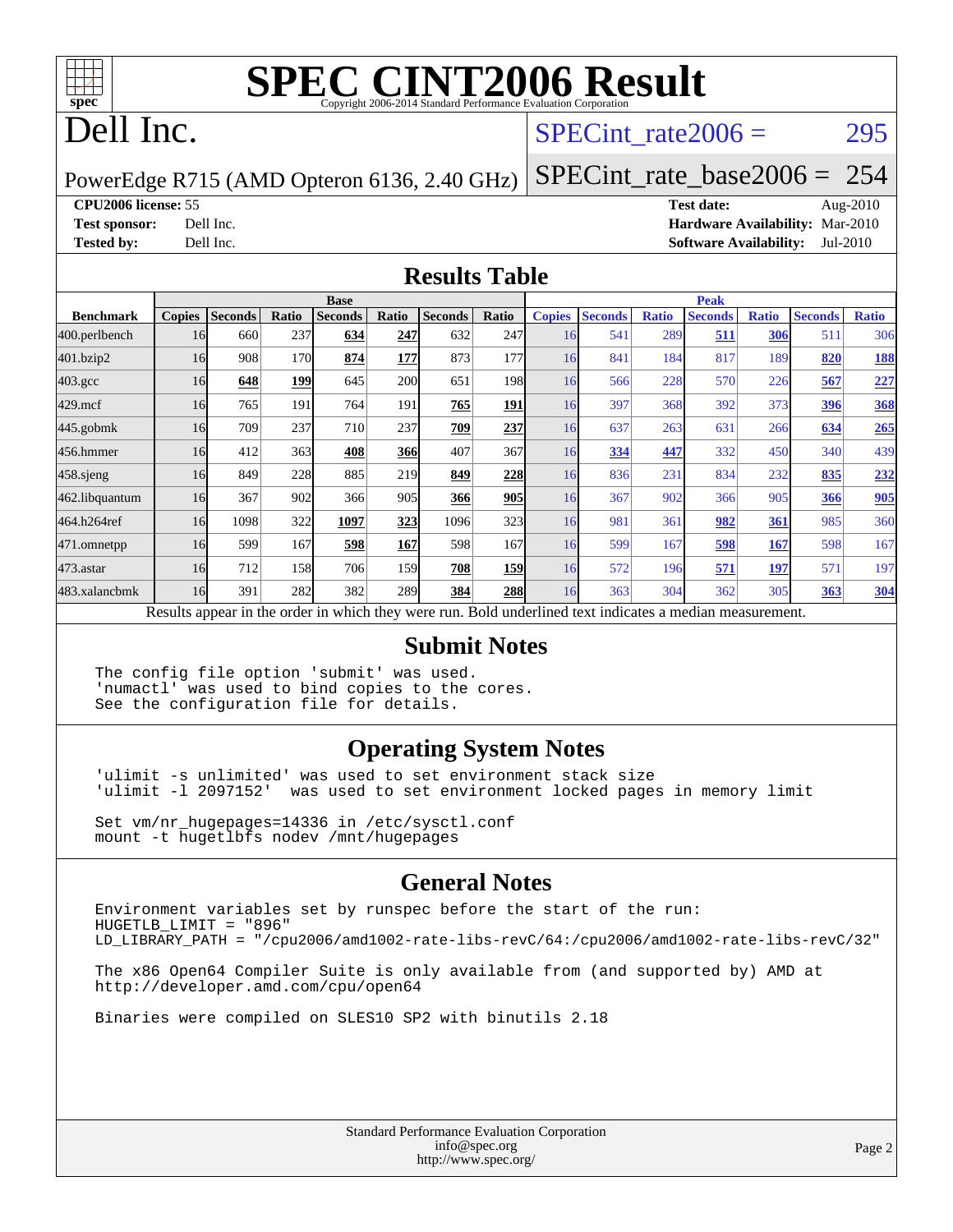# SPEC CINT2006 Result

Copyright 2006-2014 Standard Performance Evaluation Corporation

# Dell Inc.

PowerEdge R715 (AMD Opteron 6136, 2.40 GHz)

SPECint_rate2006 = 295

SPECint_rate_base2006 = 254

**CPU2006 license:** 55
**Test sponsor:** Dell Inc.
**Tested by:** Dell Inc.

**Test date:** Aug-2010
**Hardware Availability:** Mar-2010
**Software Availability:** Jul-2010

## Results Table

| | Base | | | | | | | Peak | | | | | | |
|---|---|---|---|---|---|---|---|---|---|---|---|---|---|---|
| **Benchmark** | **Copies** | **Seconds** | **Ratio** | **Seconds** | **Ratio** | **Seconds** | **Ratio** | **Copies** | **Seconds** | **Ratio** | **Seconds** | **Ratio** | **Seconds** | **Ratio** |
| 400.perlbench | 16 | 660 | 237 | **634** | **247** | 632 | 247 | 16 | 541 | 289 | **511** | **306** | 511 | 306 |
| 401.bzip2 | 16 | 908 | 170 | **874** | **177** | 873 | 177 | 16 | 841 | 184 | 817 | 189 | **820** | **188** |
| 403.gcc | 16 | **648** | **199** | 645 | 200 | 651 | 198 | 16 | 566 | 228 | 570 | 226 | **567** | **227** |
| 429.mcf | 16 | 765 | 191 | 764 | 191 | **765** | **191** | 16 | 397 | 368 | 392 | 373 | **396** | **368** |
| 445.gobmk | 16 | 709 | 237 | 710 | 237 | **709** | **237** | 16 | 637 | 263 | 631 | 266 | **634** | **265** |
| 456.hmmer | 16 | 412 | 363 | **408** | **366** | 407 | 367 | 16 | **334** | **447** | 332 | 450 | 340 | 439 |
| 458.sjeng | 16 | 849 | 228 | 885 | 219 | **849** | **228** | 16 | 836 | 231 | 834 | 232 | **835** | **232** |
| 462.libquantum | 16 | 367 | 902 | 366 | 905 | **366** | **905** | 16 | 367 | 902 | 366 | 905 | **366** | **905** |
| 464.h264ref | 16 | 1098 | 322 | **1097** | **323** | 1096 | 323 | 16 | 981 | 361 | **982** | **361** | 985 | 360 |
| 471.omnetpp | 16 | 599 | 167 | **598** | **167** | 598 | 167 | 16 | 599 | 167 | **598** | **167** | 598 | 167 |
| 473.astar | 16 | 712 | 158 | 706 | 159 | **708** | **159** | 16 | 572 | 196 | **571** | **197** | 571 | 197 |
| 483.xalancbmk | 16 | 391 | 282 | 382 | 289 | **384** | **288** | 16 | 363 | 304 | 362 | 305 | **363** | **304** |

Results appear in the order in which they were run. Bold underlined text indicates a median measurement.

## Submit Notes

```
The config file option 'submit' was used.
'numactl' was used to bind copies to the cores.
See the configuration file for details.
```

## Operating System Notes

```
'ulimit -s unlimited' was used to set environment stack size
'ulimit -l 2097152'  was used to set environment locked pages in memory limit

Set vm/nr_hugepages=14336 in /etc/sysctl.conf
mount -t hugetlbfs nodev /mnt/hugepages
```

## General Notes

```
Environment variables set by runspec before the start of the run:
HUGETLB_LIMIT = "896"
LD_LIBRARY_PATH = "/cpu2006/amd1002-rate-libs-revC/64:/cpu2006/amd1002-rate-libs-revC/32"

The x86 Open64 Compiler Suite is only available from (and supported by) AMD at
http://developer.amd.com/cpu/open64

Binaries were compiled on SLES10 SP2 with binutils 2.18
```

Standard Performance Evaluation Corporation
info@spec.org
http://www.spec.org/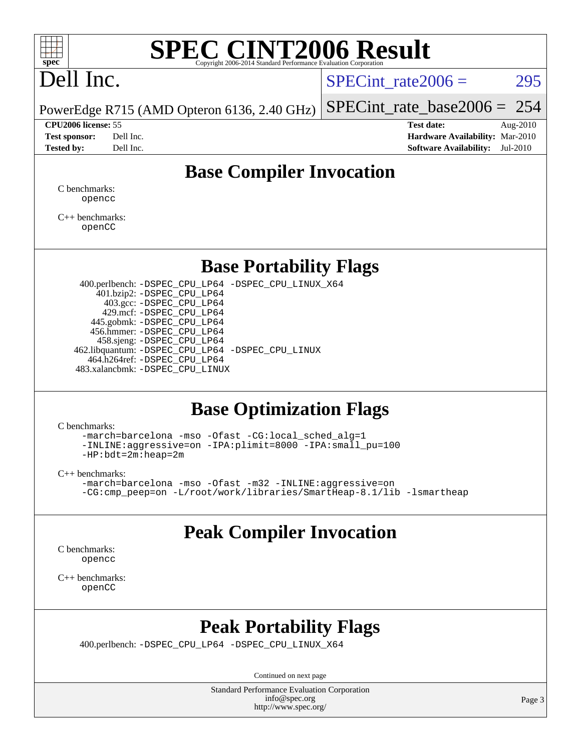# SPEC CINT2006 Result

Copyright 2006-2014 Standard Performance Evaluation Corporation

## Dell Inc.

PowerEdge R715 (AMD Opteron 6136, 2.40 GHz)

SPECint_rate2006 = 295

SPECint_rate_base2006 = 254

| | | | |
|---|---|---|---|
| **CPU2006 license:** 55 | | **Test date:** | Aug-2010 |
| **Test sponsor:** | Dell Inc. | **Hardware Availability:** | Mar-2010 |
| **Tested by:** | Dell Inc. | **Software Availability:** | Jul-2010 |

## Base Compiler Invocation

C benchmarks:
`opencc`

C++ benchmarks:
`openCC`

## Base Portability Flags

400.perlbench: `-DSPEC_CPU_LP64 -DSPEC_CPU_LINUX_X64`
401.bzip2: `-DSPEC_CPU_LP64`
403.gcc: `-DSPEC_CPU_LP64`
429.mcf: `-DSPEC_CPU_LP64`
445.gobmk: `-DSPEC_CPU_LP64`
456.hmmer: `-DSPEC_CPU_LP64`
458.sjeng: `-DSPEC_CPU_LP64`
462.libquantum: `-DSPEC_CPU_LP64 -DSPEC_CPU_LINUX`
464.h264ref: `-DSPEC_CPU_LP64`
483.xalancbmk: `-DSPEC_CPU_LINUX`

## Base Optimization Flags

C benchmarks:

```
-march=barcelona -mso -Ofast -CG:local_sched_alg=1
-INLINE:aggressive=on -IPA:plimit=8000 -IPA:small_pu=100
-HP:bdt=2m:heap=2m
```

C++ benchmarks:

```
-march=barcelona -mso -Ofast -m32 -INLINE:aggressive=on
-CG:cmp_peep=on -L/root/work/libraries/SmartHeap-8.1/lib -lsmartheap
```

## Peak Compiler Invocation

C benchmarks:
`opencc`

C++ benchmarks:
`openCC`

## Peak Portability Flags

400.perlbench: `-DSPEC_CPU_LP64 -DSPEC_CPU_LINUX_X64`

Continued on next page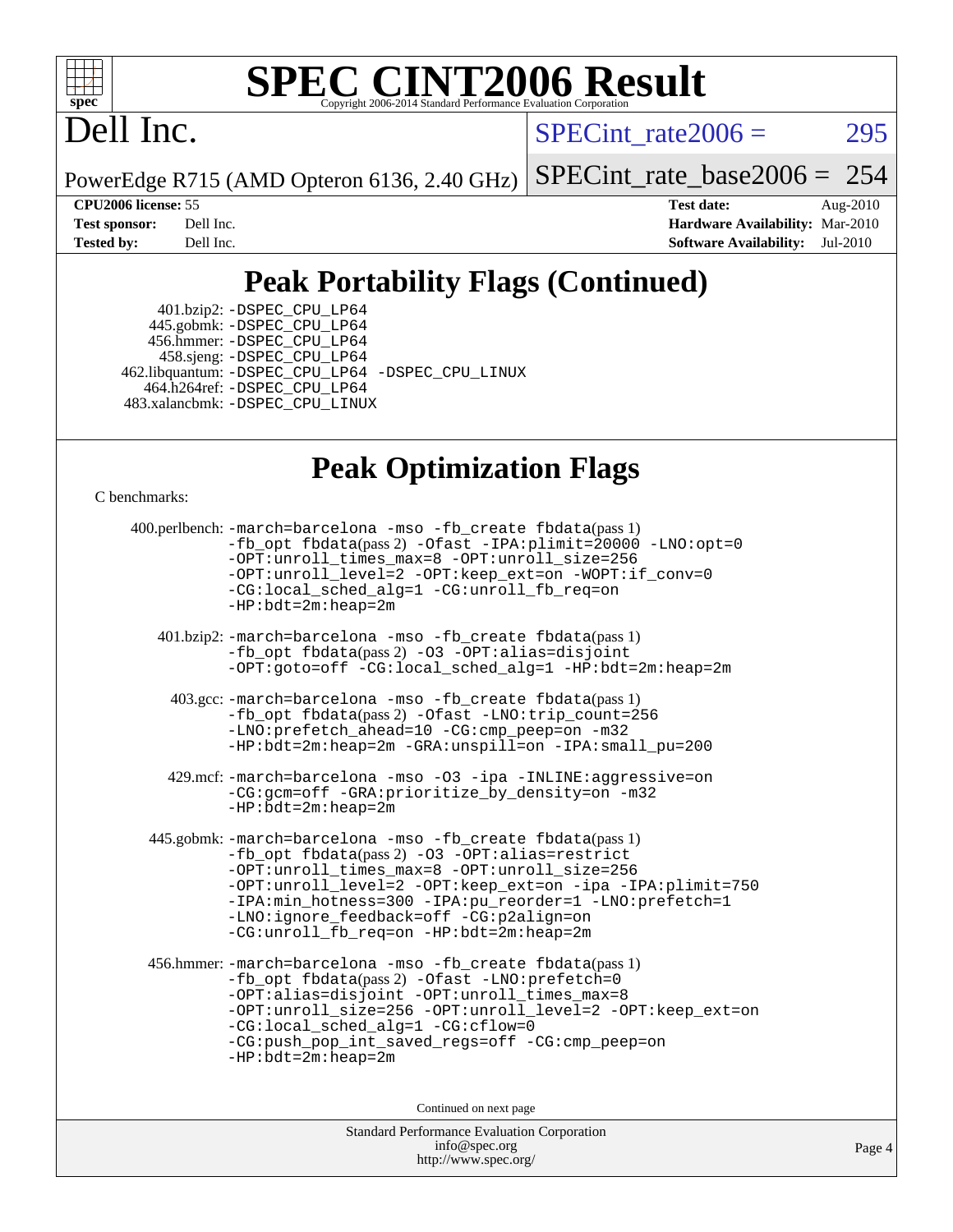# SPEC CINT2006 Result

Copyright 2006-2014 Standard Performance Evaluation Corporation

# Dell Inc.

PowerEdge R715 (AMD Opteron 6136, 2.40 GHz)

SPECint_rate2006 = 295

SPECint_rate_base2006 = 254

| | | | |
|---|---|---|---|
| **CPU2006 license:** | 55 | **Test date:** | Aug-2010 |
| **Test sponsor:** | Dell Inc. | **Hardware Availability:** | Mar-2010 |
| **Tested by:** | Dell Inc. | **Software Availability:** | Jul-2010 |

## Peak Portability Flags (Continued)

401.bzip2: -DSPEC_CPU_LP64
445.gobmk: -DSPEC_CPU_LP64
456.hmmer: -DSPEC_CPU_LP64
458.sjeng: -DSPEC_CPU_LP64
462.libquantum: -DSPEC_CPU_LP64 -DSPEC_CPU_LINUX
464.h264ref: -DSPEC_CPU_LP64
483.xalancbmk: -DSPEC_CPU_LINUX

## Peak Optimization Flags

C benchmarks:

400.perlbench: -march=barcelona -mso -fb_create fbdata(pass 1) -fb_opt fbdata(pass 2) -Ofast -IPA:plimit=20000 -LNO:opt=0 -OPT:unroll_times_max=8 -OPT:unroll_size=256 -OPT:unroll_level=2 -OPT:keep_ext=on -WOPT:if_conv=0 -CG:local_sched_alg=1 -CG:unroll_fb_req=on -HP:bdt=2m:heap=2m

401.bzip2: -march=barcelona -mso -fb_create fbdata(pass 1) -fb_opt fbdata(pass 2) -O3 -OPT:alias=disjoint -OPT:goto=off -CG:local_sched_alg=1 -HP:bdt=2m:heap=2m

403.gcc: -march=barcelona -mso -fb_create fbdata(pass 1) -fb_opt fbdata(pass 2) -Ofast -LNO:trip_count=256 -LNO:prefetch_ahead=10 -CG:cmp_peep=on -m32 -HP:bdt=2m:heap=2m -GRA:unspill=on -IPA:small_pu=200

429.mcf: -march=barcelona -mso -O3 -ipa -INLINE:aggressive=on -CG:gcm=off -GRA:prioritize_by_density=on -m32 -HP:bdt=2m:heap=2m

445.gobmk: -march=barcelona -mso -fb_create fbdata(pass 1) -fb_opt fbdata(pass 2) -O3 -OPT:alias=restrict -OPT:unroll_times_max=8 -OPT:unroll_size=256 -OPT:unroll_level=2 -OPT:keep_ext=on -ipa -IPA:plimit=750 -IPA:min_hotness=300 -IPA:pu_reorder=1 -LNO:prefetch=1 -LNO:ignore_feedback=off -CG:p2align=on -CG:unroll_fb_req=on -HP:bdt=2m:heap=2m

456.hmmer: -march=barcelona -mso -fb_create fbdata(pass 1) -fb_opt fbdata(pass 2) -Ofast -LNO:prefetch=0 -OPT:alias=disjoint -OPT:unroll_times_max=8 -OPT:unroll_size=256 -OPT:unroll_level=2 -OPT:keep_ext=on -CG:local_sched_alg=1 -CG:cflow=0 -CG:push_pop_int_saved_regs=off -CG:cmp_peep=on -HP:bdt=2m:heap=2m

Continued on next page

Standard Performance Evaluation Corporation
info@spec.org
http://www.spec.org/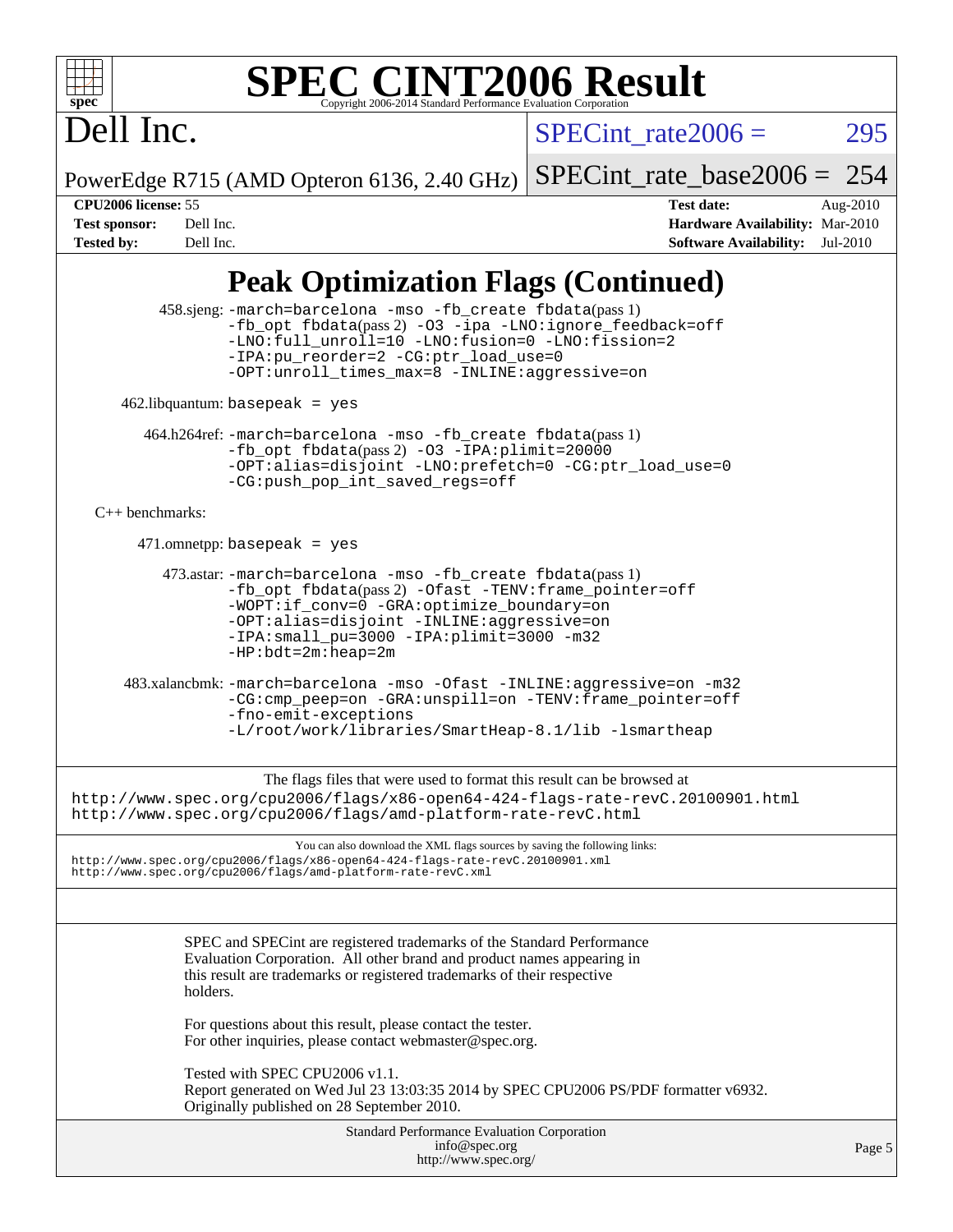# Peak Optimization Flags (Continued)

458.sjeng: -march=barcelona -mso -fb_create fbdata(pass 1) -fb_opt fbdata(pass 2) -O3 -ipa -LNO:ignore_feedback=off -LNO:full_unroll=10 -LNO:fusion=0 -LNO:fission=2 -IPA:pu_reorder=2 -CG:ptr_load_use=0 -OPT:unroll_times_max=8 -INLINE:aggressive=on

462.libquantum: basepeak = yes

464.h264ref: -march=barcelona -mso -fb_create fbdata(pass 1) -fb_opt fbdata(pass 2) -O3 -IPA:plimit=20000 -OPT:alias=disjoint -LNO:prefetch=0 -CG:ptr_load_use=0 -CG:push_pop_int_saved_regs=off

C++ benchmarks:

471.omnetpp: basepeak = yes

473.astar: -march=barcelona -mso -fb_create fbdata(pass 1) -fb_opt fbdata(pass 2) -Ofast -TENV:frame_pointer=off -WOPT:if_conv=0 -GRA:optimize_boundary=on -OPT:alias=disjoint -INLINE:aggressive=on -IPA:small_pu=3000 -IPA:plimit=3000 -m32 -HP:bdt=2m:heap=2m

483.xalancbmk: -march=barcelona -mso -Ofast -INLINE:aggressive=on -m32 -CG:cmp_peep=on -GRA:unspill=on -TENV:frame_pointer=off -fno-emit-exceptions -L/root/work/libraries/SmartHeap-8.1/lib -lsmartheap

The flags files that were used to format this result can be browsed at
http://www.spec.org/cpu2006/flags/x86-open64-424-flags-rate-revC.20100901.html
http://www.spec.org/cpu2006/flags/amd-platform-rate-revC.html

You can also download the XML flags sources by saving the following links:
http://www.spec.org/cpu2006/flags/x86-open64-424-flags-rate-revC.20100901.xml
http://www.spec.org/cpu2006/flags/amd-platform-rate-revC.xml

SPEC and SPECint are registered trademarks of the Standard Performance Evaluation Corporation. All other brand and product names appearing in this result are trademarks or registered trademarks of their respective holders.

For questions about this result, please contact the tester.
For other inquiries, please contact webmaster@spec.org.

Tested with SPEC CPU2006 v1.1.
Report generated on Wed Jul 23 13:03:35 2014 by SPEC CPU2006 PS/PDF formatter v6932.
Originally published on 28 September 2010.